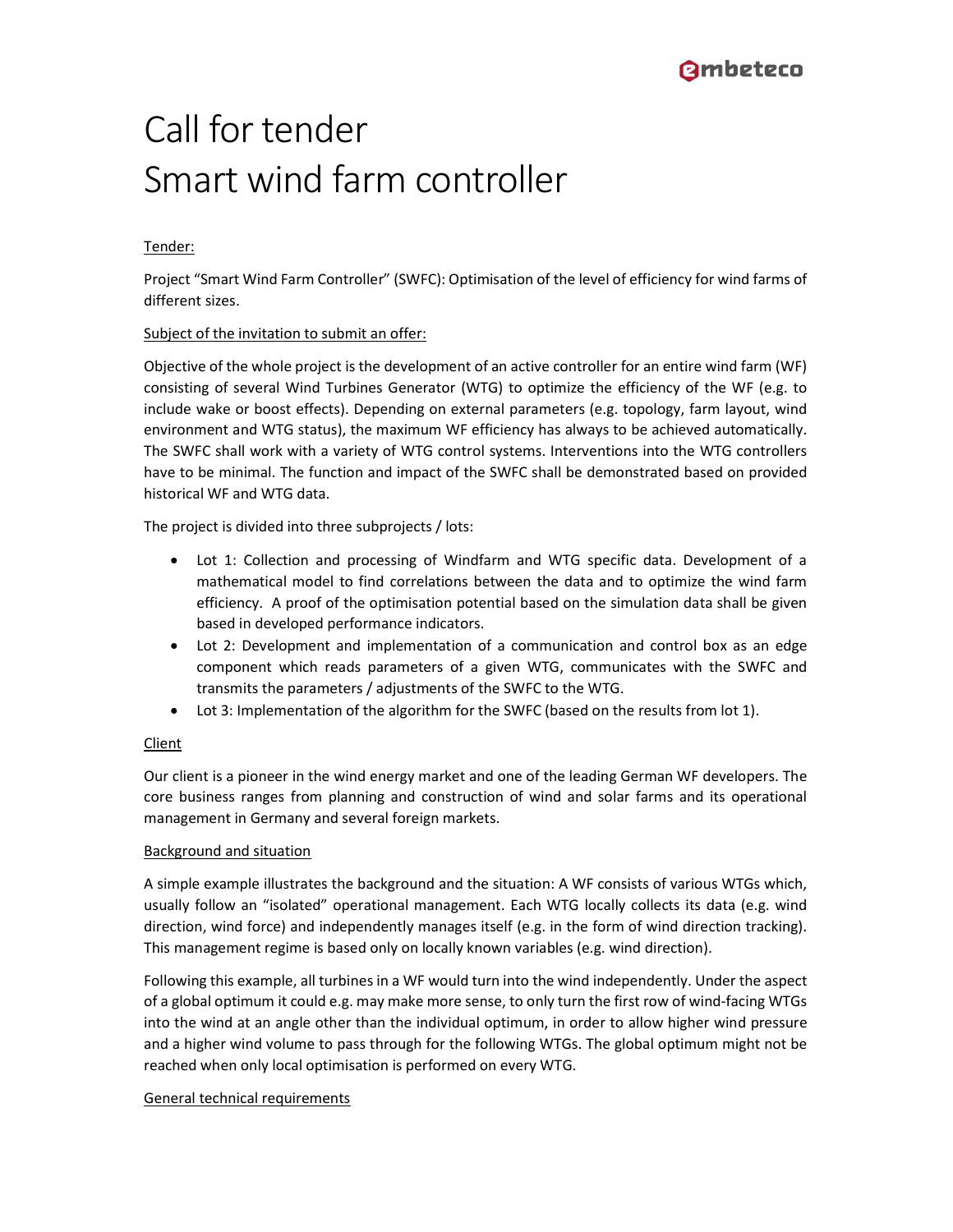# Call for tender
# Smart wind farm controller

<u>Tender:</u>

Project "Smart Wind Farm Controller" (SWFC): Optimisation of the level of efficiency for wind farms of different sizes.

<u>Subject of the invitation to submit an offer:</u>

Objective of the whole project is the development of an active controller for an entire wind farm (WF) consisting of several Wind Turbines Generator (WTG) to optimize the efficiency of the WF (e.g. to include wake or boost effects). Depending on external parameters (e.g. topology, farm layout, wind environment and WTG status), the maximum WF efficiency has always to be achieved automatically. The SWFC shall work with a variety of WTG control systems. Interventions into the WTG controllers have to be minimal. The function and impact of the SWFC shall be demonstrated based on provided historical WF and WTG data.

The project is divided into three subprojects / lots:

- Lot 1: Collection and processing of Windfarm and WTG specific data. Development of a mathematical model to find correlations between the data and to optimize the wind farm efficiency. A proof of the optimisation potential based on the simulation data shall be given based in developed performance indicators.
- Lot 2: Development and implementation of a communication and control box as an edge component which reads parameters of a given WTG, communicates with the SWFC and transmits the parameters / adjustments of the SWFC to the WTG.
- Lot 3: Implementation of the algorithm for the SWFC (based on the results from lot 1).

<u>Client</u>

Our client is a pioneer in the wind energy market and one of the leading German WF developers. The core business ranges from planning and construction of wind and solar farms and its operational management in Germany and several foreign markets.

<u>Background and situation</u>

A simple example illustrates the background and the situation: A WF consists of various WTGs which, usually follow an "isolated" operational management. Each WTG locally collects its data (e.g. wind direction, wind force) and independently manages itself (e.g. in the form of wind direction tracking). This management regime is based only on locally known variables (e.g. wind direction).

Following this example, all turbines in a WF would turn into the wind independently. Under the aspect of a global optimum it could e.g. may make more sense, to only turn the first row of wind-facing WTGs into the wind at an angle other than the individual optimum, in order to allow higher wind pressure and a higher wind volume to pass through for the following WTGs. The global optimum might not be reached when only local optimisation is performed on every WTG.

<u>General technical requirements</u>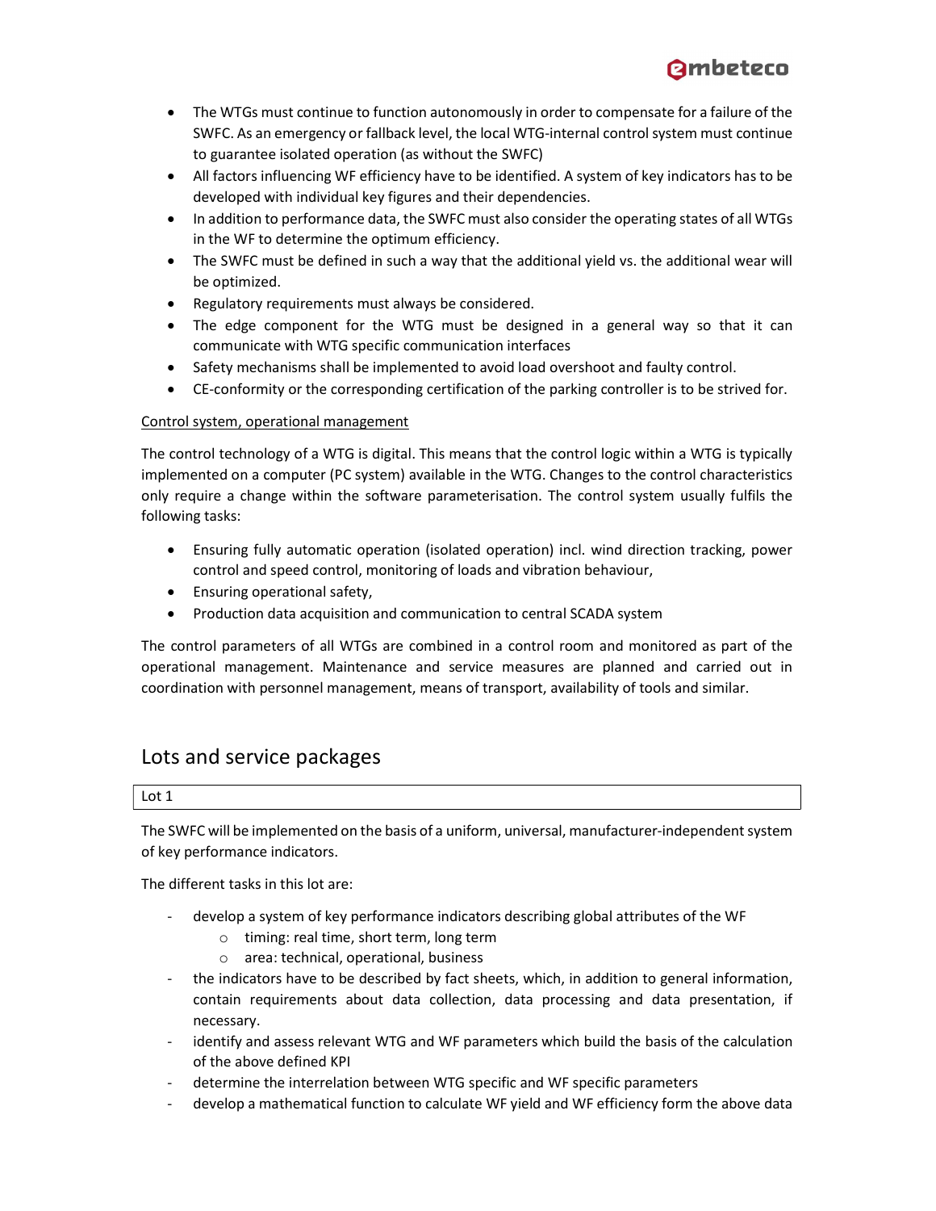- The WTGs must continue to function autonomously in order to compensate for a failure of the SWFC. As an emergency or fallback level, the local WTG-internal control system must continue to guarantee isolated operation (as without the SWFC)
- All factors influencing WF efficiency have to be identified. A system of key indicators has to be developed with individual key figures and their dependencies.
- In addition to performance data, the SWFC must also consider the operating states of all WTGs in the WF to determine the optimum efficiency.
- The SWFC must be defined in such a way that the additional yield vs. the additional wear will be optimized.
- Regulatory requirements must always be considered.
- The edge component for the WTG must be designed in a general way so that it can communicate with WTG specific communication interfaces
- Safety mechanisms shall be implemented to avoid load overshoot and faulty control.
- CE-conformity or the corresponding certification of the parking controller is to be strived for.

Control system, operational management

The control technology of a WTG is digital. This means that the control logic within a WTG is typically implemented on a computer (PC system) available in the WTG. Changes to the control characteristics only require a change within the software parameterisation. The control system usually fulfils the following tasks:

- Ensuring fully automatic operation (isolated operation) incl. wind direction tracking, power control and speed control, monitoring of loads and vibration behaviour,
- Ensuring operational safety,
- Production data acquisition and communication to central SCADA system

The control parameters of all WTGs are combined in a control room and monitored as part of the operational management. Maintenance and service measures are planned and carried out in coordination with personnel management, means of transport, availability of tools and similar.

## Lots and service packages

| Lot 1 |
|---|

The SWFC will be implemented on the basis of a uniform, universal, manufacturer-independent system of key performance indicators.

The different tasks in this lot are:

- develop a system of key performance indicators describing global attributes of the WF
  - timing: real time, short term, long term
  - area: technical, operational, business
- the indicators have to be described by fact sheets, which, in addition to general information, contain requirements about data collection, data processing and data presentation, if necessary.
- identify and assess relevant WTG and WF parameters which build the basis of the calculation of the above defined KPI
- determine the interrelation between WTG specific and WF specific parameters
- develop a mathematical function to calculate WF yield and WF efficiency form the above data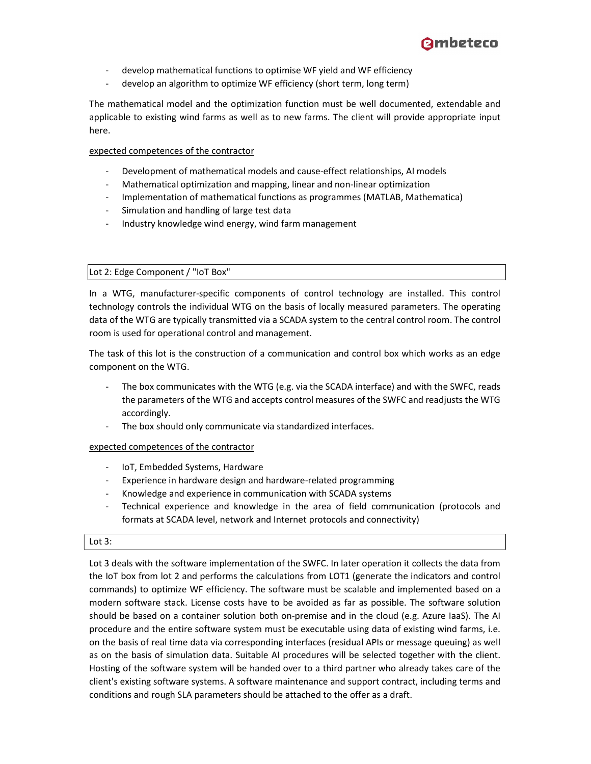- develop mathematical functions to optimise WF yield and WF efficiency
- develop an algorithm to optimize WF efficiency (short term, long term)

The mathematical model and the optimization function must be well documented, extendable and applicable to existing wind farms as well as to new farms. The client will provide appropriate input here.

<u>expected competences of the contractor</u>

- Development of mathematical models and cause-effect relationships, AI models
- Mathematical optimization and mapping, linear and non-linear optimization
- Implementation of mathematical functions as programmes (MATLAB, Mathematica)
- Simulation and handling of large test data
- Industry knowledge wind energy, wind farm management

### Lot 2: Edge Component / "IoT Box"

In a WTG, manufacturer-specific components of control technology are installed. This control technology controls the individual WTG on the basis of locally measured parameters. The operating data of the WTG are typically transmitted via a SCADA system to the central control room. The control room is used for operational control and management.

The task of this lot is the construction of a communication and control box which works as an edge component on the WTG.

- The box communicates with the WTG (e.g. via the SCADA interface) and with the SWFC, reads the parameters of the WTG and accepts control measures of the SWFC and readjusts the WTG accordingly.
- The box should only communicate via standardized interfaces.

<u>expected competences of the contractor</u>

- IoT, Embedded Systems, Hardware
- Experience in hardware design and hardware-related programming
- Knowledge and experience in communication with SCADA systems
- Technical experience and knowledge in the area of field communication (protocols and formats at SCADA level, network and Internet protocols and connectivity)

### Lot 3:

Lot 3 deals with the software implementation of the SWFC. In later operation it collects the data from the IoT box from lot 2 and performs the calculations from LOT1 (generate the indicators and control commands) to optimize WF efficiency. The software must be scalable and implemented based on a modern software stack. License costs have to be avoided as far as possible. The software solution should be based on a container solution both on-premise and in the cloud (e.g. Azure IaaS). The AI procedure and the entire software system must be executable using data of existing wind farms, i.e. on the basis of real time data via corresponding interfaces (residual APIs or message queuing) as well as on the basis of simulation data. Suitable AI procedures will be selected together with the client. Hosting of the software system will be handed over to a third partner who already takes care of the client's existing software systems. A software maintenance and support contract, including terms and conditions and rough SLA parameters should be attached to the offer as a draft.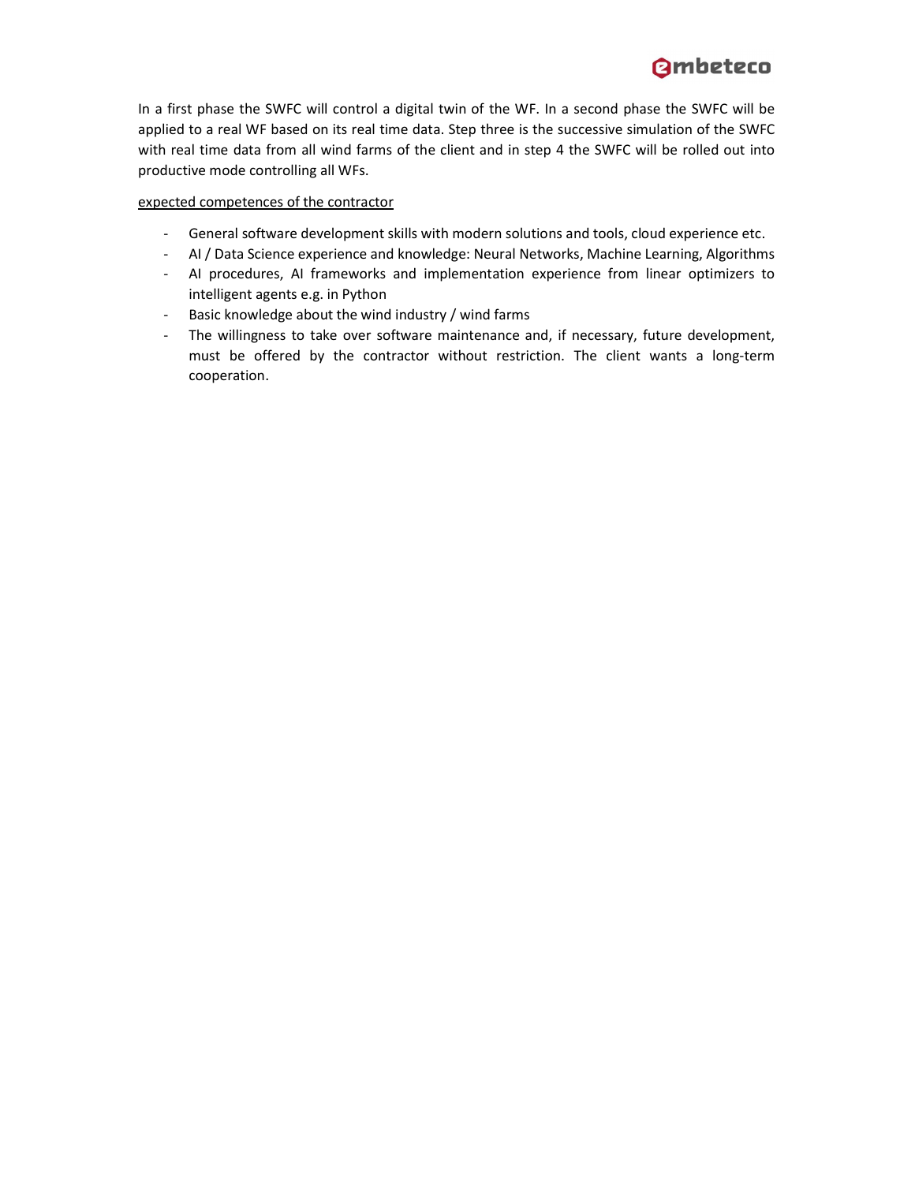In a first phase the SWFC will control a digital twin of the WF. In a second phase the SWFC will be applied to a real WF based on its real time data. Step three is the successive simulation of the SWFC with real time data from all wind farms of the client and in step 4 the SWFC will be rolled out into productive mode controlling all WFs.

<u>expected competences of the contractor</u>

- General software development skills with modern solutions and tools, cloud experience etc.
- AI / Data Science experience and knowledge: Neural Networks, Machine Learning, Algorithms
- AI procedures, AI frameworks and implementation experience from linear optimizers to intelligent agents e.g. in Python
- Basic knowledge about the wind industry / wind farms
- The willingness to take over software maintenance and, if necessary, future development, must be offered by the contractor without restriction. The client wants a long-term cooperation.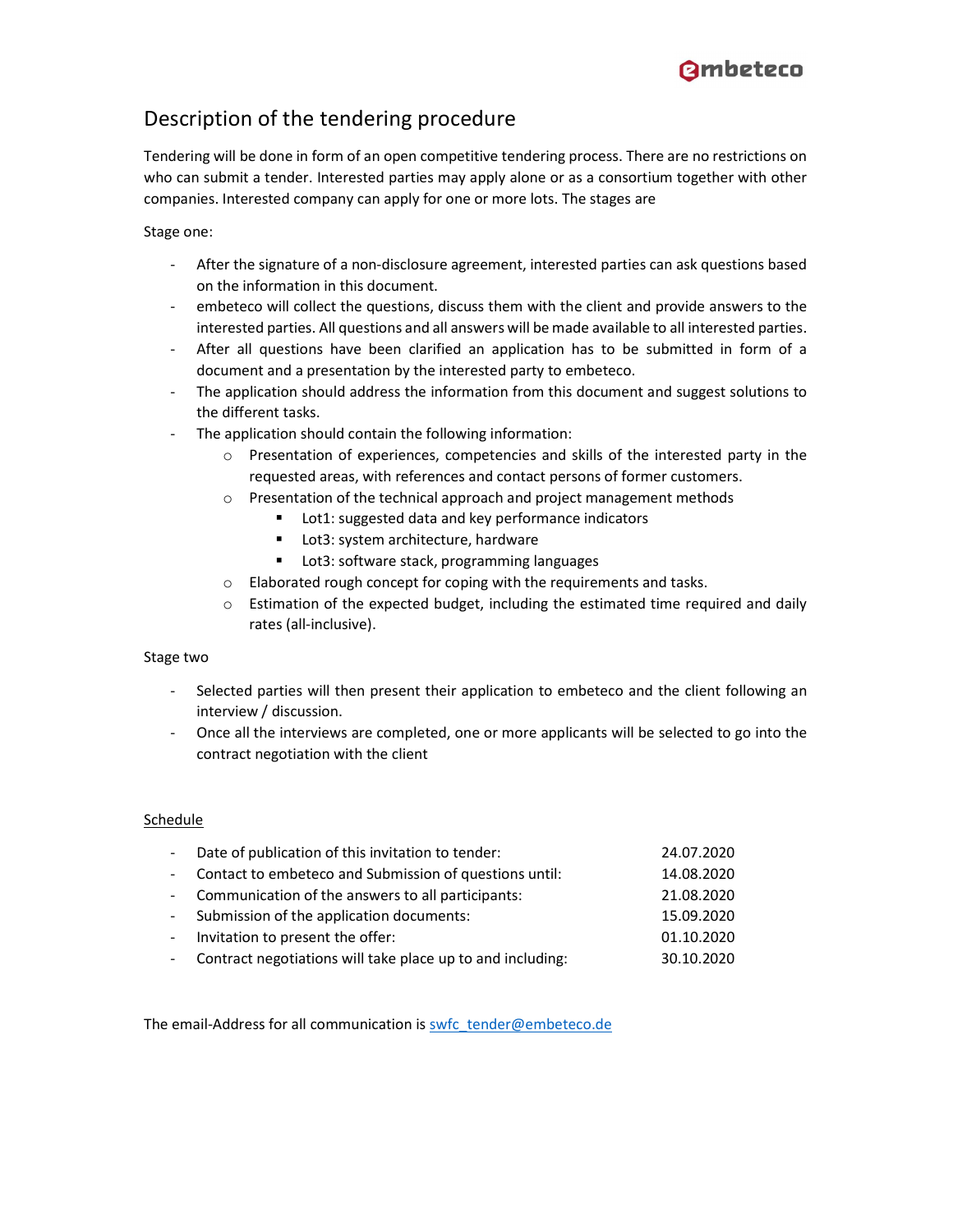# Description of the tendering procedure

Tendering will be done in form of an open competitive tendering process. There are no restrictions on who can submit a tender. Interested parties may apply alone or as a consortium together with other companies. Interested company can apply for one or more lots. The stages are

Stage one:

- After the signature of a non-disclosure agreement, interested parties can ask questions based on the information in this document.
- embeteco will collect the questions, discuss them with the client and provide answers to the interested parties. All questions and all answers will be made available to all interested parties.
- After all questions have been clarified an application has to be submitted in form of a document and a presentation by the interested party to embeteco.
- The application should address the information from this document and suggest solutions to the different tasks.
- The application should contain the following information:
  - Presentation of experiences, competencies and skills of the interested party in the requested areas, with references and contact persons of former customers.
  - Presentation of the technical approach and project management methods
    - Lot1: suggested data and key performance indicators
    - Lot3: system architecture, hardware
    - Lot3: software stack, programming languages
  - Elaborated rough concept for coping with the requirements and tasks.
  - Estimation of the expected budget, including the estimated time required and daily rates (all-inclusive).

Stage two

- Selected parties will then present their application to embeteco and the client following an interview / discussion.
- Once all the interviews are completed, one or more applicants will be selected to go into the contract negotiation with the client

<u>Schedule</u>

| | |
|---|---|
| - Date of publication of this invitation to tender: | 24.07.2020 |
| - Contact to embeteco and Submission of questions until: | 14.08.2020 |
| - Communication of the answers to all participants: | 21.08.2020 |
| - Submission of the application documents: | 15.09.2020 |
| - Invitation to present the offer: | 01.10.2020 |
| - Contract negotiations will take place up to and including: | 30.10.2020 |

The email-Address for all communication is swfc_tender@embeteco.de